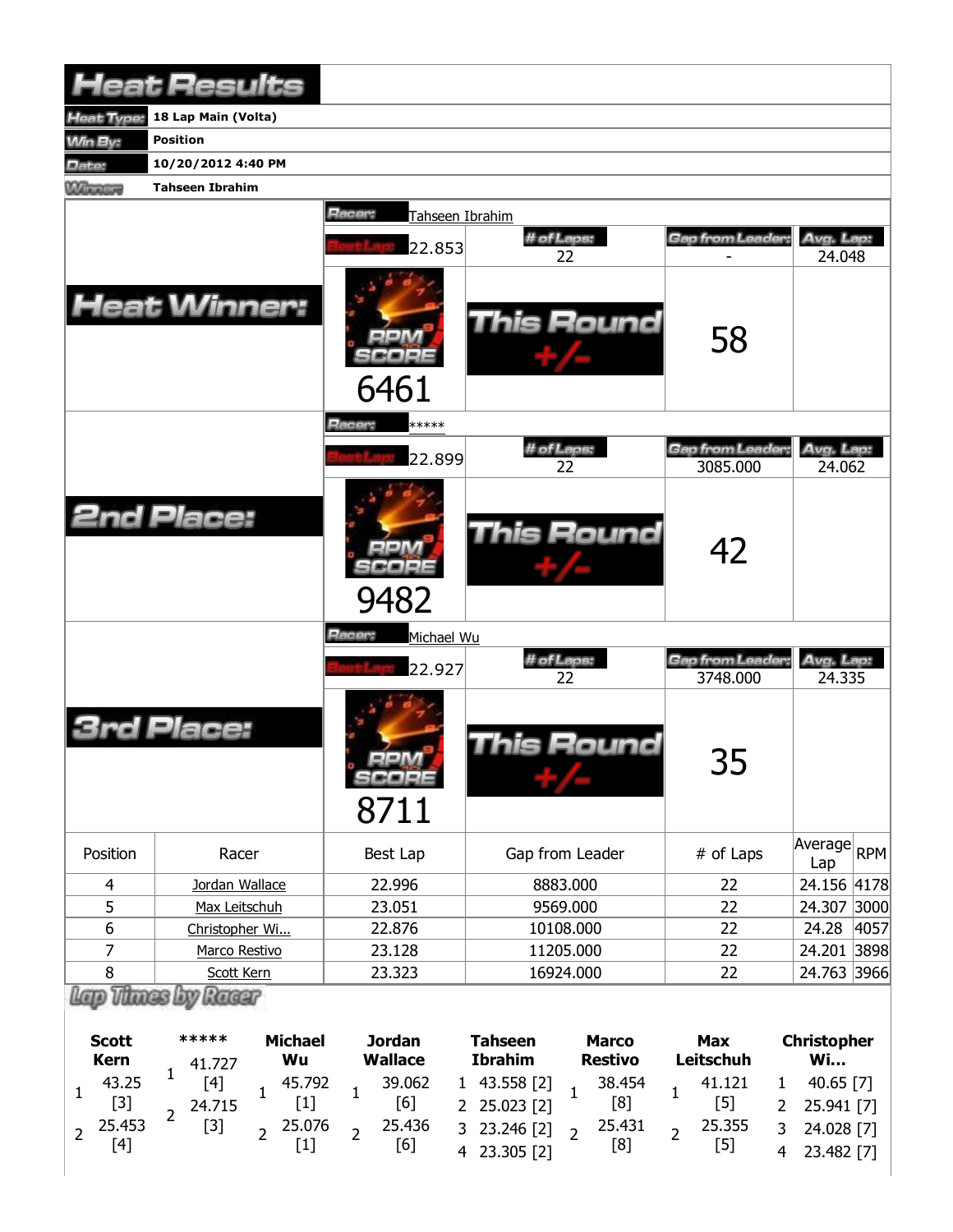# Heat Results

| | |
|---|---|
| Heat Type: | 18 Lap Main (Volta) |
| Win By: | Position |
| Date: | 10/20/2012 4:40 PM |
| Winner: | Tahseen Ibrahim |

## Heat Winner:

| Racer: | Tahseen Ibrahim | | |
|---|---|---|---|
| Best Lap: 22.853 | # of Laps: 22 | Gap from Leader: - | Avg. Lap: 24.048 |
| RPM SCORE 6461 | This Round +/- | 58 | |

## 2nd Place:

| Racer: | ***** | | |
|---|---|---|---|
| Best Lap: 22.899 | # of Laps: 22 | Gap from Leader: 3085.000 | Avg. Lap: 24.062 |
| RPM SCORE 9482 | This Round +/- | 42 | |

## 3rd Place:

| Racer: | Michael Wu | | |
|---|---|---|---|
| Best Lap: 22.927 | # of Laps: 22 | Gap from Leader: 3748.000 | Avg. Lap: 24.335 |
| RPM SCORE 8711 | This Round +/- | 35 | |

| Position | Racer | Best Lap | Gap from Leader | # of Laps | Average Lap | RPM |
|---|---|---|---|---|---|---|
| 4 | Jordan Wallace | 22.996 | 8883.000 | 22 | 24.156 | 4178 |
| 5 | Max Leitschuh | 23.051 | 9569.000 | 22 | 24.307 | 3000 |
| 6 | Christopher Wi... | 22.876 | 10108.000 | 22 | 24.28 | 4057 |
| 7 | Marco Restivo | 23.128 | 11205.000 | 22 | 24.201 | 3898 |
| 8 | Scott Kern | 23.323 | 16924.000 | 22 | 24.763 | 3966 |

## Lap Times by Racer

| Lap | Scott Kern | ***** | Michael Wu | Jordan Wallace | Tahseen Ibrahim | Marco Restivo | Max Leitschuh | Christopher Wi... |
|---|---|---|---|---|---|---|---|---|
| 1 | 43.25 [3] | 41.727 [4] | 45.792 [1] | 39.062 [6] | 43.558 [2] | 38.454 [8] | 41.121 [5] | 40.65 [7] |
| 2 | 25.453 [4] | 24.715 [3] | 25.076 [1] | 25.436 [6] | 25.023 [2] | 25.431 [8] | 25.355 [5] | 25.941 [7] |
| 3 | | | | | 23.246 [2] | | | 24.028 [7] |
| 4 | | | | | 23.305 [2] | | | 23.482 [7] |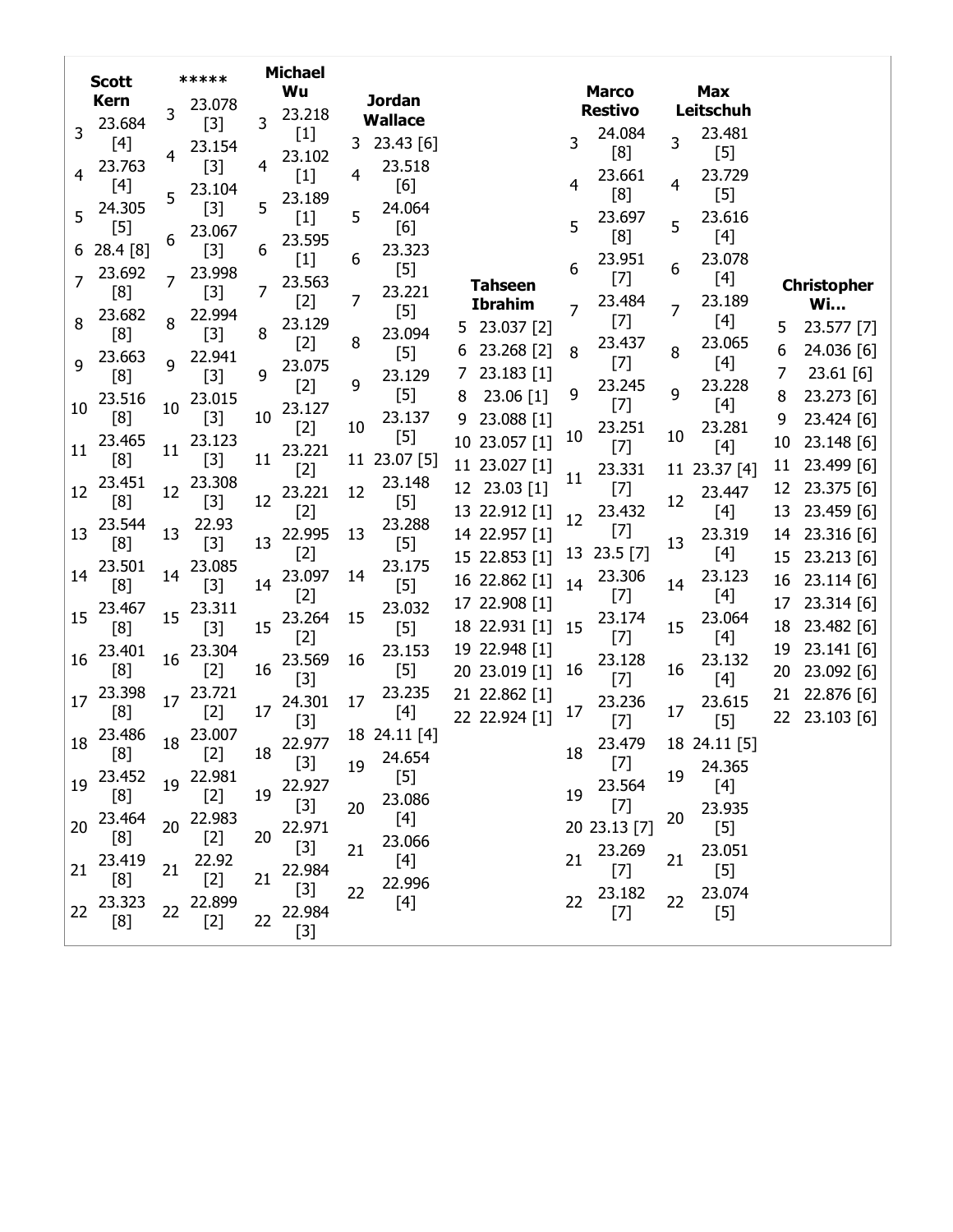| Lap | Scott Kern | ***** | Michael Wu | Jordan Wallace | Tahseen Ibrahim | Marco Restivo | Max Leitschuh | Christopher Wi… |
|---|---|---|---|---|---|---|---|---|
| 3 | 23.684 [4] | 23.078 [3] | 23.218 [1] | 23.43 [6] | | 24.084 [8] | 23.481 [5] | |
| 4 | 23.763 [4] | 23.154 [3] | 23.102 [1] | 23.518 [6] | | 23.661 [8] | 23.729 [5] | |
| 5 | 24.305 [5] | 23.104 [3] | 23.189 [1] | 24.064 [6] | 23.037 [2] | 23.697 [8] | 23.616 [4] | 23.577 [7] |
| 6 | 28.4 [8] | 23.067 [3] | 23.595 [1] | 23.323 [5] | 23.268 [2] | 23.951 [7] | 23.078 [4] | 24.036 [6] |
| 7 | 23.692 [8] | 23.998 [3] | 23.563 [2] | 23.221 [5] | 23.183 [1] | 23.484 [7] | 23.189 [4] | 23.61 [6] |
| 8 | 23.682 [8] | 22.994 [3] | 23.129 [2] | 23.094 [5] | 23.06 [1] | 23.437 [7] | 23.065 [4] | 23.273 [6] |
| 9 | 23.663 [8] | 22.941 [3] | 23.075 [2] | 23.129 [5] | 23.088 [1] | 23.245 [7] | 23.228 [4] | 23.424 [6] |
| 10 | 23.516 [8] | 23.015 [3] | 23.127 [2] | 23.137 [5] | 23.057 [1] | 23.251 [7] | 23.281 [4] | 23.148 [6] |
| 11 | 23.465 [8] | 23.123 [3] | 23.221 [2] | 23.07 [5] | 23.027 [1] | 23.331 [7] | 23.37 [4] | 23.499 [6] |
| 12 | 23.451 [8] | 23.308 [3] | 23.221 [2] | 23.148 [5] | 23.03 [1] | 23.432 [7] | 23.447 [4] | 23.375 [6] |
| 13 | 23.544 [8] | 22.93 [3] | 22.995 [2] | 23.288 [5] | 22.912 [1] | 23.5 [7] | 23.319 [4] | 23.459 [6] |
| 14 | 23.501 [8] | 23.085 [3] | 23.097 [2] | 23.175 [5] | 22.957 [1] | 23.306 [7] | 23.123 [4] | 23.316 [6] |
| 15 | 23.467 [8] | 23.311 [3] | 23.264 [2] | 23.032 [5] | 22.853 [1] | 23.174 [7] | 23.064 [4] | 23.213 [6] |
| 16 | 23.401 [8] | 23.304 [2] | 23.569 [3] | 23.153 [5] | 22.862 [1] | 23.128 [7] | 23.132 [4] | 23.114 [6] |
| 17 | 23.398 [8] | 23.721 [2] | 24.301 [3] | 23.235 [4] | 22.908 [1] | 23.236 [7] | 23.615 [5] | 23.314 [6] |
| 18 | 23.486 [8] | 23.007 [2] | 22.977 [3] | 24.11 [4] | 22.931 [1] | 23.479 [7] | 24.11 [5] | 23.482 [6] |
| 19 | 23.452 [8] | 22.981 [2] | 22.927 [3] | 24.654 [5] | 22.948 [1] | 23.564 [7] | 24.365 [4] | 23.141 [6] |
| 20 | 23.464 [8] | 22.983 [2] | 22.971 [3] | 23.086 [4] | 23.019 [1] | 23.13 [7] | 23.935 [5] | 23.092 [6] |
| 21 | 23.419 [8] | 22.92 [2] | 22.984 [3] | 23.066 [4] | 22.862 [1] | 23.269 [7] | 23.051 [5] | 22.876 [6] |
| 22 | 23.323 [8] | 22.899 [2] | 22.984 [3] | 22.996 [4] | 22.924 [1] | 23.182 [7] | 23.074 [5] | 23.103 [6] |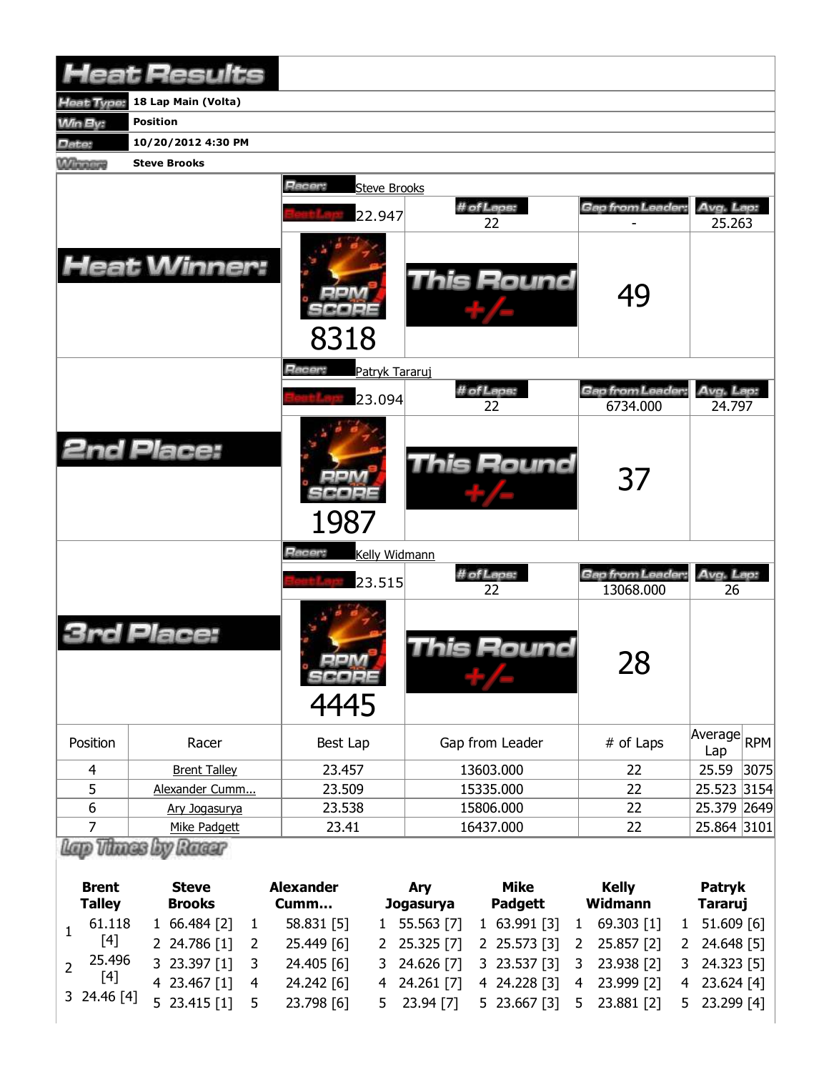# Heat Results

| | |
|---|---|
| Heat Type: | 18 Lap Main (Volta) |
| Win By: | Position |
| Date: | 10/20/2012 4:30 PM |
| Winner: | Steve Brooks |

## Heat Winner:

Racer: Steve Brooks

| Best Lap | # of Laps | Gap from Leader | Avg. Lap |
|---|---|---|---|
| 22.947 | 22 | - | 25.263 |

RPM SCORE: 8318

This Round +/-: 49

## 2nd Place:

Racer: Patryk Tararuj

| Best Lap | # of Laps | Gap from Leader | Avg. Lap |
|---|---|---|---|
| 23.094 | 22 | 6734.000 | 24.797 |

RPM SCORE: 1987

This Round +/-: 37

## 3rd Place:

Racer: Kelly Widmann

| Best Lap | # of Laps | Gap from Leader | Avg. Lap |
|---|---|---|---|
| 23.515 | 22 | 13068.000 | 26 |

RPM SCORE: 4445

This Round +/-: 28

| Position | Racer | Best Lap | Gap from Leader | # of Laps | Average Lap | RPM |
|---|---|---|---|---|---|---|
| 4 | Brent Talley | 23.457 | 13603.000 | 22 | 25.59 | 3075 |
| 5 | Alexander Cumm... | 23.509 | 15335.000 | 22 | 25.523 | 3154 |
| 6 | Ary Jogasurya | 23.538 | 15806.000 | 22 | 25.379 | 2649 |
| 7 | Mike Padgett | 23.41 | 16437.000 | 22 | 25.864 | 3101 |

## Lap Times by Racer

| Lap | Brent Talley | Steve Brooks | Alexander Cumm... | Ary Jogasurya | Mike Padgett | Kelly Widmann | Patryk Tararuj |
|---|---|---|---|---|---|---|---|
| 1 | 61.118 [4] | 66.484 [2] | 58.831 [5] | 55.563 [7] | 63.991 [3] | 69.303 [1] | 51.609 [6] |
| 2 | 25.496 [4] | 24.786 [1] | 25.449 [6] | 25.325 [7] | 25.573 [3] | 25.857 [2] | 24.648 [5] |
| 3 | 24.46 [4] | 23.397 [1] | 24.405 [6] | 24.626 [7] | 23.537 [3] | 23.938 [2] | 24.323 [5] |
| 4 | | 23.467 [1] | 24.242 [6] | 24.261 [7] | 24.228 [3] | 23.999 [2] | 23.624 [4] |
| 5 | | 23.415 [1] | 23.798 [6] | 23.94 [7] | 23.667 [3] | 23.881 [2] | 23.299 [4] |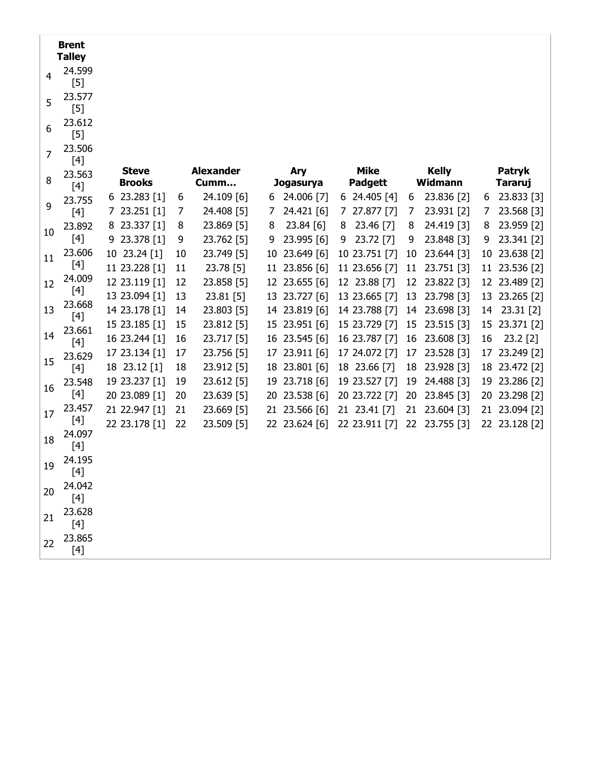| | Brent Talley |
|---|---|
| 4 | 24.599 [5] |
| 5 | 23.577 [5] |
| 6 | 23.612 [5] |
| 7 | 23.506 [4] |
| 8 | 23.563 [4] |
| 9 | 23.755 [4] |
| 10 | 23.892 [4] |
| 11 | 23.606 [4] |
| 12 | 24.009 [4] |
| 13 | 23.668 [4] |
| 14 | 23.661 [4] |
| 15 | 23.629 [4] |
| 16 | 23.548 [4] |
| 17 | 23.457 [4] |
| 18 | 24.097 [4] |
| 19 | 24.195 [4] |
| 20 | 24.042 [4] |
| 21 | 23.628 [4] |
| 22 | 23.865 [4] |

| | Steve Brooks | | Alexander Cumm… | | Ary Jogasurya | | Mike Padgett | | Kelly Widmann | | Patryk Tararuj |
|---|---|---|---|---|---|---|---|---|---|---|---|
| 6 | 23.283 [1] | 6 | 24.109 [6] | 6 | 24.006 [7] | 6 | 24.405 [4] | 6 | 23.836 [2] | 6 | 23.833 [3] |
| 7 | 23.251 [1] | 7 | 24.408 [5] | 7 | 24.421 [6] | 7 | 27.877 [7] | 7 | 23.931 [2] | 7 | 23.568 [3] |
| 8 | 23.337 [1] | 8 | 23.869 [5] | 8 | 23.84 [6] | 8 | 23.46 [7] | 8 | 24.419 [3] | 8 | 23.959 [2] |
| 9 | 23.378 [1] | 9 | 23.762 [5] | 9 | 23.995 [6] | 9 | 23.72 [7] | 9 | 23.848 [3] | 9 | 23.341 [2] |
| 10 | 23.24 [1] | 10 | 23.749 [5] | 10 | 23.649 [6] | 10 | 23.751 [7] | 10 | 23.644 [3] | 10 | 23.638 [2] |
| 11 | 23.228 [1] | 11 | 23.78 [5] | 11 | 23.856 [6] | 11 | 23.656 [7] | 11 | 23.751 [3] | 11 | 23.536 [2] |
| 12 | 23.119 [1] | 12 | 23.858 [5] | 12 | 23.655 [6] | 12 | 23.88 [7] | 12 | 23.822 [3] | 12 | 23.489 [2] |
| 13 | 23.094 [1] | 13 | 23.81 [5] | 13 | 23.727 [6] | 13 | 23.665 [7] | 13 | 23.798 [3] | 13 | 23.265 [2] |
| 14 | 23.178 [1] | 14 | 23.803 [5] | 14 | 23.819 [6] | 14 | 23.788 [7] | 14 | 23.698 [3] | 14 | 23.31 [2] |
| 15 | 23.185 [1] | 15 | 23.812 [5] | 15 | 23.951 [6] | 15 | 23.729 [7] | 15 | 23.515 [3] | 15 | 23.371 [2] |
| 16 | 23.244 [1] | 16 | 23.717 [5] | 16 | 23.545 [6] | 16 | 23.787 [7] | 16 | 23.608 [3] | 16 | 23.2 [2] |
| 17 | 23.134 [1] | 17 | 23.756 [5] | 17 | 23.911 [6] | 17 | 24.072 [7] | 17 | 23.528 [3] | 17 | 23.249 [2] |
| 18 | 23.12 [1] | 18 | 23.912 [5] | 18 | 23.801 [6] | 18 | 23.66 [7] | 18 | 23.928 [3] | 18 | 23.472 [2] |
| 19 | 23.237 [1] | 19 | 23.612 [5] | 19 | 23.718 [6] | 19 | 23.527 [7] | 19 | 24.488 [3] | 19 | 23.286 [2] |
| 20 | 23.089 [1] | 20 | 23.639 [5] | 20 | 23.538 [6] | 20 | 23.722 [7] | 20 | 23.845 [3] | 20 | 23.298 [2] |
| 21 | 22.947 [1] | 21 | 23.669 [5] | 21 | 23.566 [6] | 21 | 23.41 [7] | 21 | 23.604 [3] | 21 | 23.094 [2] |
| 22 | 23.178 [1] | 22 | 23.509 [5] | 22 | 23.624 [6] | 22 | 23.911 [7] | 22 | 23.755 [3] | 22 | 23.128 [2] |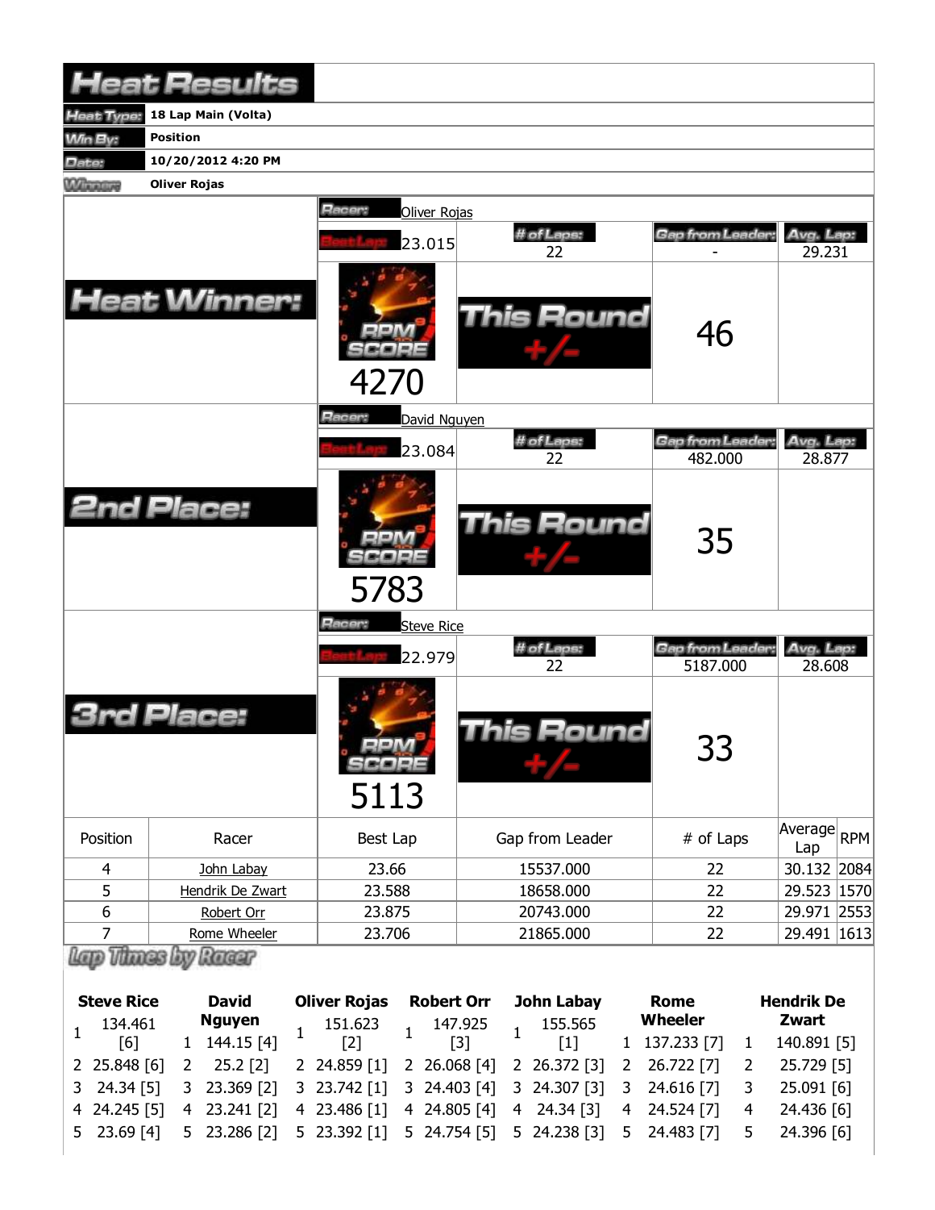# Heat Results

| | |
|---|---|
| Heat Type: | 18 Lap Main (Volta) |
| Win By: | Position |
| Date: | 10/20/2012 4:20 PM |
| Winner: | Oliver Rojas |

## Heat Winner:

Racer: Oliver Rojas

| Best Lap | # of Laps | Gap from Leader | Avg. Lap |
|---|---|---|---|
| 23.015 | 22 | - | 29.231 |

RPM SCORE: 4270

This Round +/-: 46

## 2nd Place:

Racer: David Nguyen

| Best Lap | # of Laps | Gap from Leader | Avg. Lap |
|---|---|---|---|
| 23.084 | 22 | 482.000 | 28.877 |

RPM SCORE: 5783

This Round +/-: 35

## 3rd Place:

Racer: Steve Rice

| Best Lap | # of Laps | Gap from Leader | Avg. Lap |
|---|---|---|---|
| 22.979 | 22 | 5187.000 | 28.608 |

RPM SCORE: 5113

This Round +/-: 33

| Position | Racer | Best Lap | Gap from Leader | # of Laps | Average Lap | RPM |
|---|---|---|---|---|---|---|
| 4 | John Labay | 23.66 | 15537.000 | 22 | 30.132 | 2084 |
| 5 | Hendrik De Zwart | 23.588 | 18658.000 | 22 | 29.523 | 1570 |
| 6 | Robert Orr | 23.875 | 20743.000 | 22 | 29.971 | 2553 |
| 7 | Rome Wheeler | 23.706 | 21865.000 | 22 | 29.491 | 1613 |

## Lap Times by Racer

| Lap | Steve Rice | Lap | David Nguyen | Lap | Oliver Rojas | Lap | Robert Orr | Lap | John Labay | Lap | Rome Wheeler | Lap | Hendrik De Zwart |
|---|---|---|---|---|---|---|---|---|---|---|---|---|---|
| 1 | 134.461 [6] | 1 | 144.15 [4] | 1 | 151.623 [2] | 1 | 147.925 [3] | 1 | 155.565 [1] | 1 | 137.233 [7] | 1 | 140.891 [5] |
| 2 | 25.848 [6] | 2 | 25.2 [2] | 2 | 24.859 [1] | 2 | 26.068 [4] | 2 | 26.372 [3] | 2 | 26.722 [7] | 2 | 25.729 [5] |
| 3 | 24.34 [5] | 3 | 23.369 [2] | 3 | 23.742 [1] | 3 | 24.403 [4] | 3 | 24.307 [3] | 3 | 24.616 [7] | 3 | 25.091 [6] |
| 4 | 24.245 [5] | 4 | 23.241 [2] | 4 | 23.486 [1] | 4 | 24.805 [4] | 4 | 24.34 [3] | 4 | 24.524 [7] | 4 | 24.436 [6] |
| 5 | 23.69 [4] | 5 | 23.286 [2] | 5 | 23.392 [1] | 5 | 24.754 [5] | 5 | 24.238 [3] | 5 | 24.483 [7] | 5 | 24.396 [6] |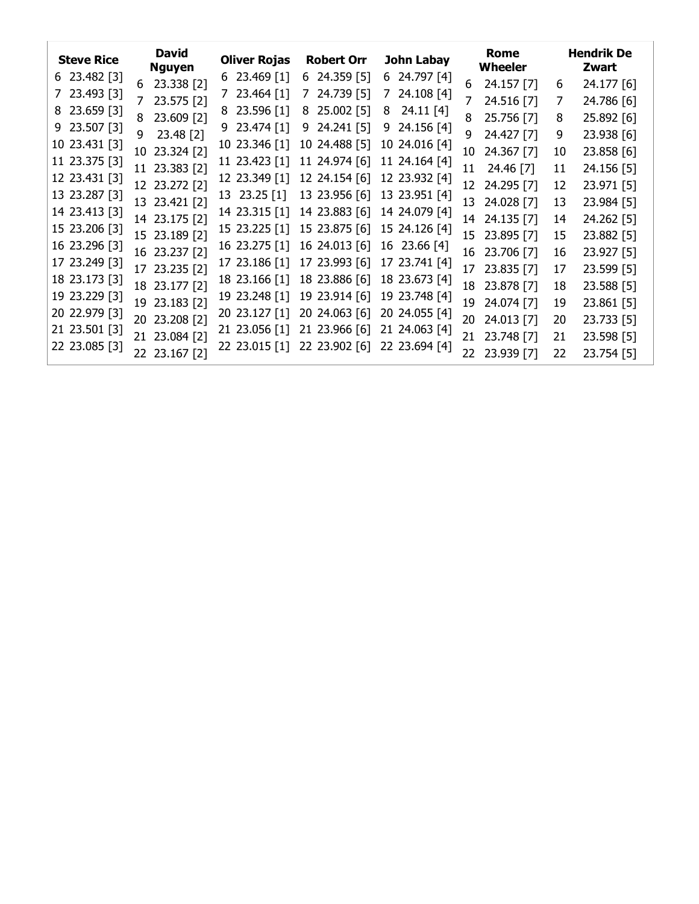| Steve Rice | David Nguyen | Oliver Rojas | Robert Orr | John Labay | Rome Wheeler | Hendrik De Zwart |
|---|---|---|---|---|---|---|
| 6 23.482 [3] | 6 23.338 [2] | 6 23.469 [1] | 6 24.359 [5] | 6 24.797 [4] | 6 24.157 [7] | 6 24.177 [6] |
| 7 23.493 [3] | 7 23.575 [2] | 7 23.464 [1] | 7 24.739 [5] | 7 24.108 [4] | 7 24.516 [7] | 7 24.786 [6] |
| 8 23.659 [3] | 8 23.609 [2] | 8 23.596 [1] | 8 25.002 [5] | 8 24.11 [4] | 8 25.756 [7] | 8 25.892 [6] |
| 9 23.507 [3] | 9 23.48 [2] | 9 23.474 [1] | 9 24.241 [5] | 9 24.156 [4] | 9 24.427 [7] | 9 23.938 [6] |
| 10 23.431 [3] | 10 23.324 [2] | 10 23.346 [1] | 10 24.488 [5] | 10 24.016 [4] | 10 24.367 [7] | 10 23.858 [6] |
| 11 23.375 [3] | 11 23.383 [2] | 11 23.423 [1] | 11 24.974 [6] | 11 24.164 [4] | 11 24.46 [7] | 11 24.156 [5] |
| 12 23.431 [3] | 12 23.272 [2] | 12 23.349 [1] | 12 24.154 [6] | 12 23.932 [4] | 12 24.295 [7] | 12 23.971 [5] |
| 13 23.287 [3] | 13 23.421 [2] | 13 23.25 [1] | 13 23.956 [6] | 13 23.951 [4] | 13 24.028 [7] | 13 23.984 [5] |
| 14 23.413 [3] | 14 23.175 [2] | 14 23.315 [1] | 14 23.883 [6] | 14 24.079 [4] | 14 24.135 [7] | 14 24.262 [5] |
| 15 23.206 [3] | 15 23.189 [2] | 15 23.225 [1] | 15 23.875 [6] | 15 24.126 [4] | 15 23.895 [7] | 15 23.882 [5] |
| 16 23.296 [3] | 16 23.237 [2] | 16 23.275 [1] | 16 24.013 [6] | 16 23.66 [4] | 16 23.706 [7] | 16 23.927 [5] |
| 17 23.249 [3] | 17 23.235 [2] | 17 23.186 [1] | 17 23.993 [6] | 17 23.741 [4] | 17 23.835 [7] | 17 23.599 [5] |
| 18 23.173 [3] | 18 23.177 [2] | 18 23.166 [1] | 18 23.886 [6] | 18 23.673 [4] | 18 23.878 [7] | 18 23.588 [5] |
| 19 23.229 [3] | 19 23.183 [2] | 19 23.248 [1] | 19 23.914 [6] | 19 23.748 [4] | 19 24.074 [7] | 19 23.861 [5] |
| 20 22.979 [3] | 20 23.208 [2] | 20 23.127 [1] | 20 24.063 [6] | 20 24.055 [4] | 20 24.013 [7] | 20 23.733 [5] |
| 21 23.501 [3] | 21 23.084 [2] | 21 23.056 [1] | 21 23.966 [6] | 21 24.063 [4] | 21 23.748 [7] | 21 23.598 [5] |
| 22 23.085 [3] | 22 23.167 [2] | 22 23.015 [1] | 22 23.902 [6] | 22 23.694 [4] | 22 23.939 [7] | 22 23.754 [5] |